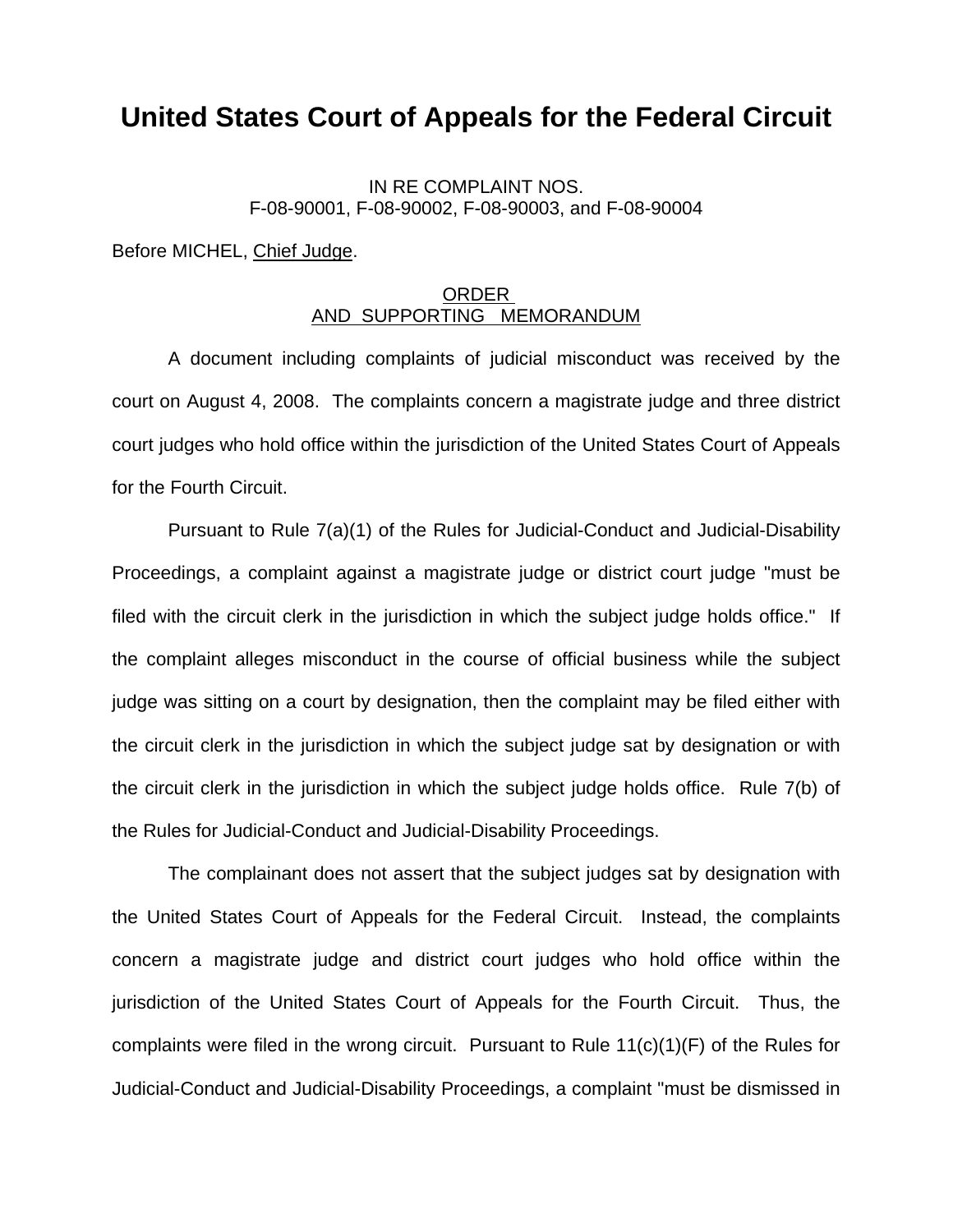# United States Court of Appeals for the Federal Circuit

IN RE COMPLAINT NOS.
F-08-90001, F-08-90002, F-08-90003, and F-08-90004

Before MICHEL, Chief Judge.

ORDER
AND SUPPORTING MEMORANDUM

A document including complaints of judicial misconduct was received by the court on August 4, 2008. The complaints concern a magistrate judge and three district court judges who hold office within the jurisdiction of the United States Court of Appeals for the Fourth Circuit.

Pursuant to Rule 7(a)(1) of the Rules for Judicial-Conduct and Judicial-Disability Proceedings, a complaint against a magistrate judge or district court judge "must be filed with the circuit clerk in the jurisdiction in which the subject judge holds office." If the complaint alleges misconduct in the course of official business while the subject judge was sitting on a court by designation, then the complaint may be filed either with the circuit clerk in the jurisdiction in which the subject judge sat by designation or with the circuit clerk in the jurisdiction in which the subject judge holds office. Rule 7(b) of the Rules for Judicial-Conduct and Judicial-Disability Proceedings.

The complainant does not assert that the subject judges sat by designation with the United States Court of Appeals for the Federal Circuit. Instead, the complaints concern a magistrate judge and district court judges who hold office within the jurisdiction of the United States Court of Appeals for the Fourth Circuit. Thus, the complaints were filed in the wrong circuit. Pursuant to Rule 11(c)(1)(F) of the Rules for Judicial-Conduct and Judicial-Disability Proceedings, a complaint "must be dismissed in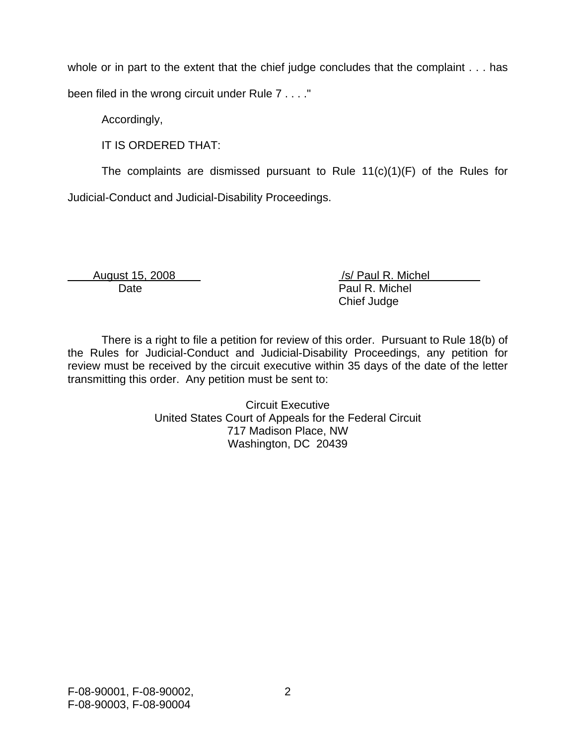whole or in part to the extent that the chief judge concludes that the complaint . . . has been filed in the wrong circuit under Rule 7 . . . ."

Accordingly,

IT IS ORDERED THAT:

The complaints are dismissed pursuant to Rule 11(c)(1)(F) of the Rules for Judicial-Conduct and Judicial-Disability Proceedings.

August 15, 2008
Date

/s/ Paul R. Michel
Paul R. Michel
Chief Judge

There is a right to file a petition for review of this order. Pursuant to Rule 18(b) of the Rules for Judicial-Conduct and Judicial-Disability Proceedings, any petition for review must be received by the circuit executive within 35 days of the date of the letter transmitting this order. Any petition must be sent to:

Circuit Executive
United States Court of Appeals for the Federal Circuit
717 Madison Place, NW
Washington, DC 20439

F-08-90001, F-08-90002,
F-08-90003, F-08-90004